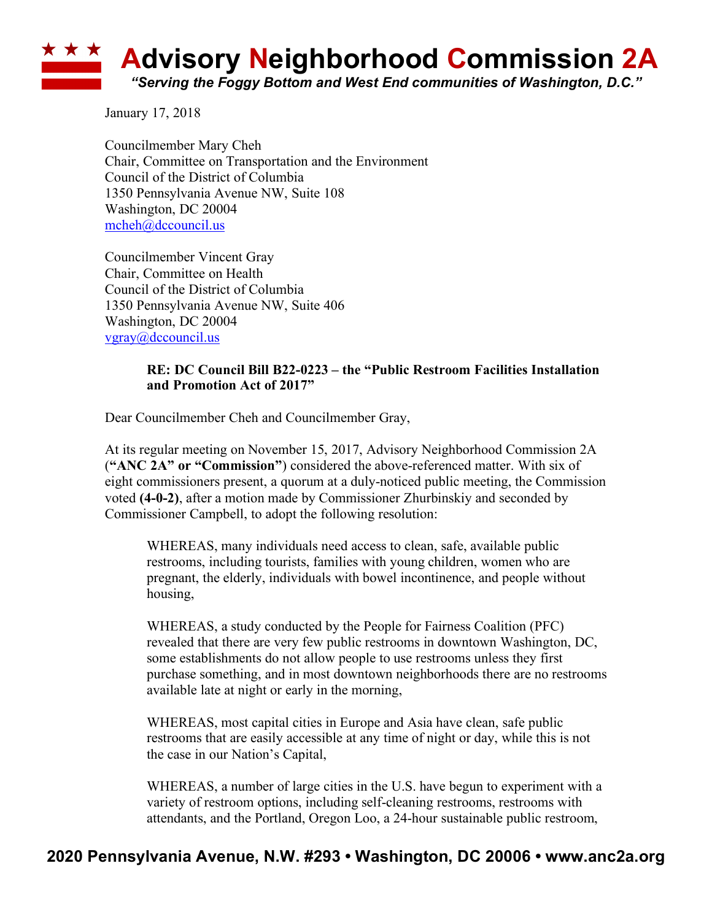# Advisory Neighborhood Commission 2A

*"Serving the Foggy Bottom and West End communities of Washington, D.C."*

January 17, 2018

Councilmember Mary Cheh
Chair, Committee on Transportation and the Environment
Council of the District of Columbia
1350 Pennsylvania Avenue NW, Suite 108
Washington, DC 20004
mcheh@dccouncil.us

Councilmember Vincent Gray
Chair, Committee on Health
Council of the District of Columbia
1350 Pennsylvania Avenue NW, Suite 406
Washington, DC 20004
vgray@dccouncil.us

> **RE: DC Council Bill B22-0223 – the "Public Restroom Facilities Installation and Promotion Act of 2017"**

Dear Councilmember Cheh and Councilmember Gray,

At its regular meeting on November 15, 2017, Advisory Neighborhood Commission 2A (**"ANC 2A" or "Commission"**) considered the above-referenced matter. With six of eight commissioners present, a quorum at a duly-noticed public meeting, the Commission voted **(4-0-2)**, after a motion made by Commissioner Zhurbinskiy and seconded by Commissioner Campbell, to adopt the following resolution:

> WHEREAS, many individuals need access to clean, safe, available public restrooms, including tourists, families with young children, women who are pregnant, the elderly, individuals with bowel incontinence, and people without housing,
>
> WHEREAS, a study conducted by the People for Fairness Coalition (PFC) revealed that there are very few public restrooms in downtown Washington, DC, some establishments do not allow people to use restrooms unless they first purchase something, and in most downtown neighborhoods there are no restrooms available late at night or early in the morning,
>
> WHEREAS, most capital cities in Europe and Asia have clean, safe public restrooms that are easily accessible at any time of night or day, while this is not the case in our Nation's Capital,
>
> WHEREAS, a number of large cities in the U.S. have begun to experiment with a variety of restroom options, including self-cleaning restrooms, restrooms with attendants, and the Portland, Oregon Loo, a 24-hour sustainable public restroom,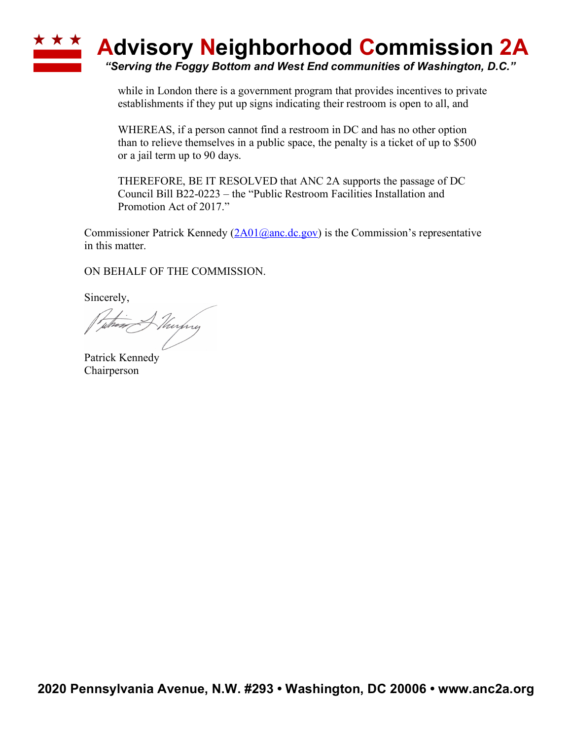while in London there is a government program that provides incentives to private establishments if they put up signs indicating their restroom is open to all, and

WHEREAS, if a person cannot find a restroom in DC and has no other option than to relieve themselves in a public space, the penalty is a ticket of up to $500 or a jail term up to 90 days.

THEREFORE, BE IT RESOLVED that ANC 2A supports the passage of DC Council Bill B22-0223 – the "Public Restroom Facilities Installation and Promotion Act of 2017."

Commissioner Patrick Kennedy (2A01@anc.dc.gov) is the Commission's representative in this matter.

ON BEHALF OF THE COMMISSION.

Sincerely,

Patrick Kennedy
Chairperson